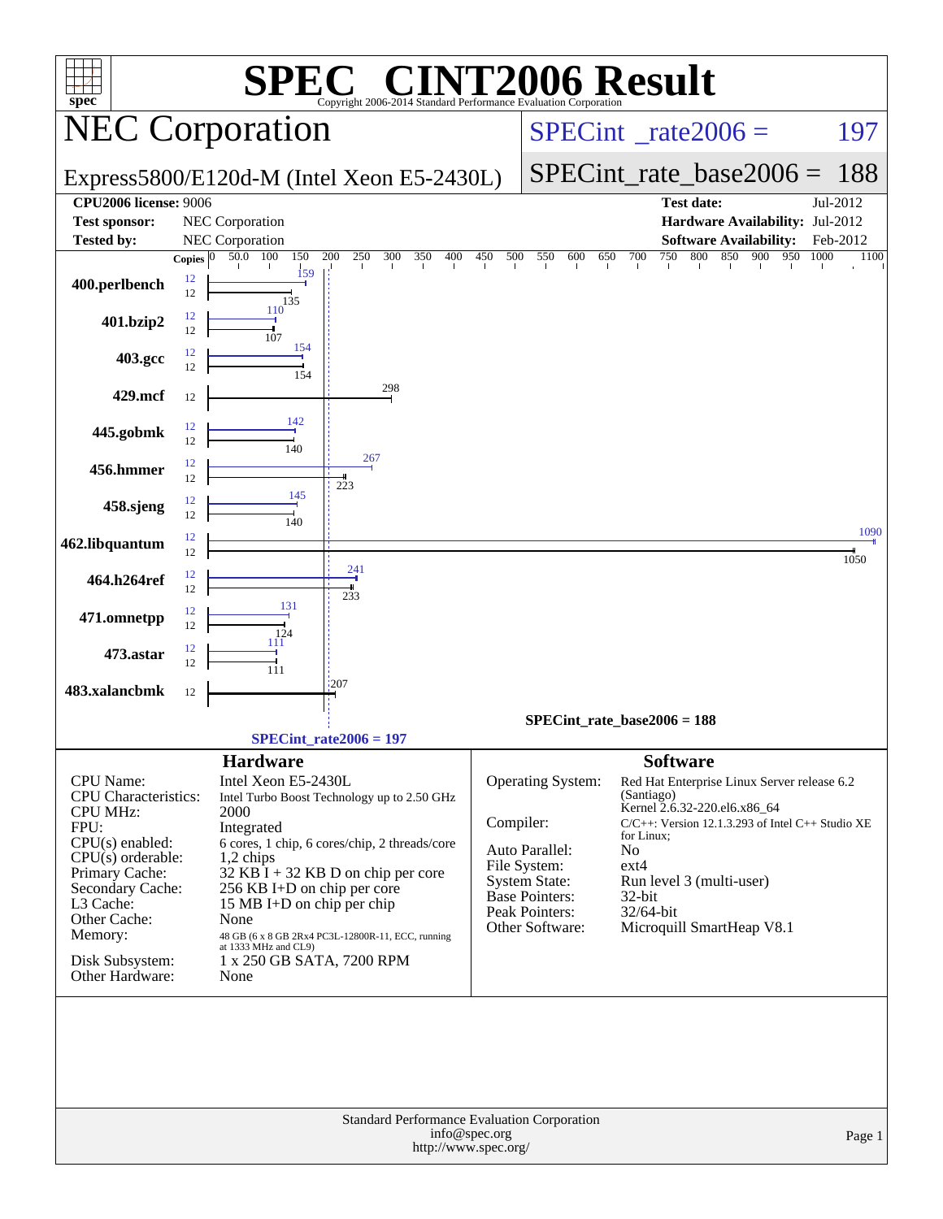# SPEC® CINT2006 Result

Copyright 2006-2014 Standard Performance Evaluation Corporation

## NEC Corporation

Express5800/E120d-M (Intel Xeon E5-2430L)

SPECint_rate2006 = 197

SPECint_rate_base2006 = 188

**CPU2006 license:** 9006

**Test sponsor:** NEC Corporation

**Tested by:** NEC Corporation

**Test date:** Jul-2012

**Hardware Availability:** Jul-2012

**Software Availability:** Feb-2012

Copies 0 50.0 100 150 200 250 300 350 400 450 500 550 600 650 700 750 800 850 900 950 1000 1100

400.perlbench 12 12 159 135

401.bzip2 12 12 110 107

403.gcc 12 12 154 154

429.mcf 12 298

445.gobmk 12 12 142 140

456.hmmer 12 12 267 223

458.sjeng 12 12 145 140

462.libquantum 12 12 1090 1050

464.h264ref 12 12 241 233

471.omnetpp 12 12 131 124

473.astar 12 12 111 111

483.xalancbmk 12 207

SPECint_rate_base2006 = 188

SPECint_rate2006 = 197

### Hardware

| | |
|---|---|
| CPU Name: | Intel Xeon E5-2430L |
| CPU Characteristics: | Intel Turbo Boost Technology up to 2.50 GHz |
| CPU MHz: | 2000 |
| FPU: | Integrated |
| CPU(s) enabled: | 6 cores, 1 chip, 6 cores/chip, 2 threads/core |
| CPU(s) orderable: | 1,2 chips |
| Primary Cache: | 32 KB I + 32 KB D on chip per core |
| Secondary Cache: | 256 KB I+D on chip per core |
| L3 Cache: | 15 MB I+D on chip per chip |
| Other Cache: | None |
| Memory: | 48 GB (6 x 8 GB 2Rx4 PC3L-12800R-11, ECC, running at 1333 MHz and CL9) |
| Disk Subsystem: | 1 x 250 GB SATA, 7200 RPM |
| Other Hardware: | None |

### Software

| | |
|---|---|
| Operating System: | Red Hat Enterprise Linux Server release 6.2 (Santiago) Kernel 2.6.32-220.el6.x86_64 |
| Compiler: | C/C++: Version 12.1.3.293 of Intel C++ Studio XE for Linux; |
| Auto Parallel: | No |
| File System: | ext4 |
| System State: | Run level 3 (multi-user) |
| Base Pointers: | 32-bit |
| Peak Pointers: | 32/64-bit |
| Other Software: | Microquill SmartHeap V8.1 |

Standard Performance Evaluation Corporation
info@spec.org
http://www.spec.org/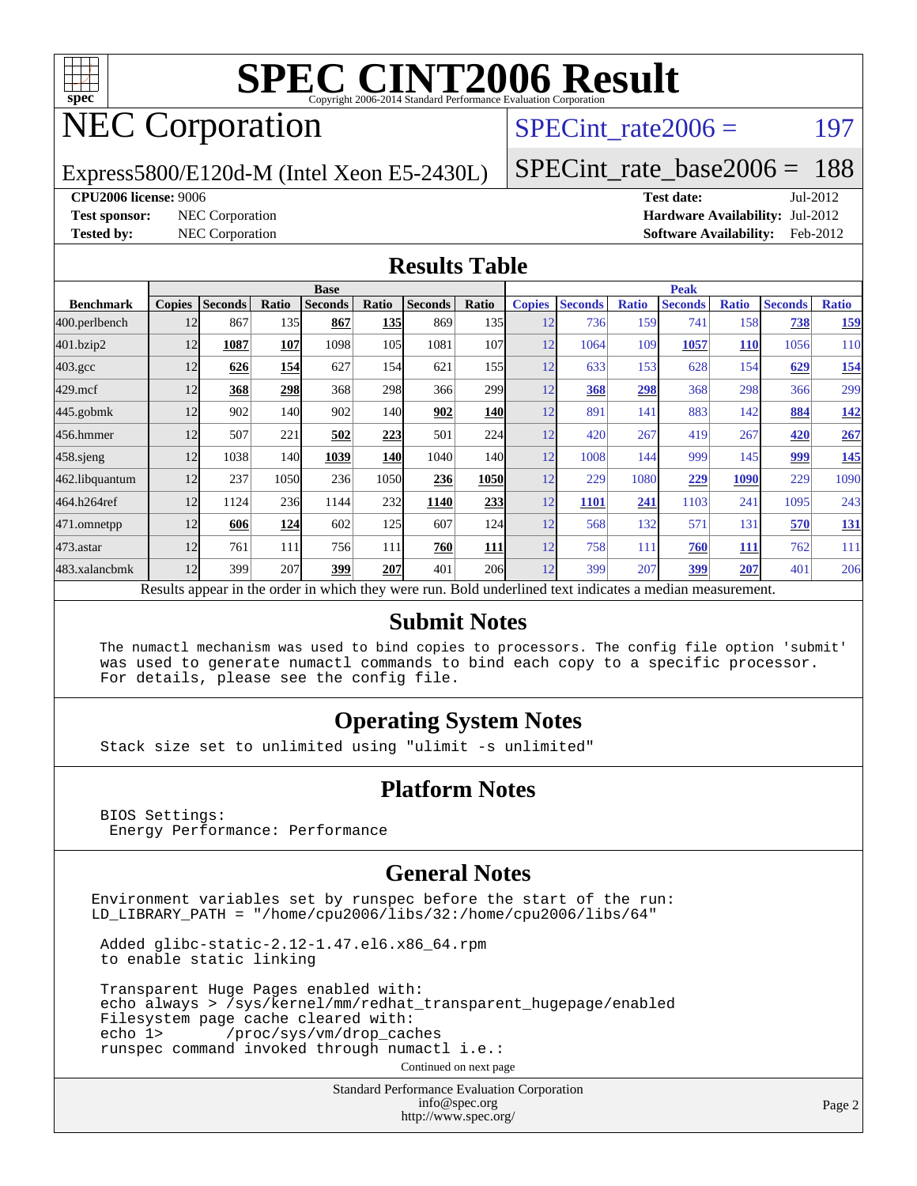# SPEC CINT2006 Result

Copyright 2006-2014 Standard Performance Evaluation Corporation

## NEC Corporation

Express5800/E120d-M (Intel Xeon E5-2430L)

SPECint_rate2006 = 197

SPECint_rate_base2006 = 188

**CPU2006 license:** 9006
**Test sponsor:** NEC Corporation
**Tested by:** NEC Corporation

**Test date:** Jul-2012
**Hardware Availability:** Jul-2012
**Software Availability:** Feb-2012

## Results Table

| | Base | | | | | | | Peak | | | | | | |
|---|---|---|---|---|---|---|---|---|---|---|---|---|---|---|
| **Benchmark** | **Copies** | **Seconds** | **Ratio** | **Seconds** | **Ratio** | **Seconds** | **Ratio** | **Copies** | **Seconds** | **Ratio** | **Seconds** | **Ratio** | **Seconds** | **Ratio** |
| 400.perlbench | 12 | 867 | 135 | **867** | **135** | 869 | 135 | 12 | 736 | 159 | 741 | 158 | **738** | **159** |
| 401.bzip2 | 12 | **1087** | **107** | 1098 | 105 | 1081 | 107 | 12 | 1064 | 109 | **1057** | **110** | 1056 | 110 |
| 403.gcc | 12 | **626** | **154** | 627 | 154 | 621 | 155 | 12 | 633 | 153 | 628 | 154 | **629** | **154** |
| 429.mcf | 12 | **368** | **298** | 368 | 298 | 366 | 299 | 12 | **368** | **298** | 368 | 298 | 366 | 299 |
| 445.gobmk | 12 | 902 | 140 | 902 | 140 | **902** | **140** | 12 | 891 | 141 | 883 | 142 | **884** | **142** |
| 456.hmmer | 12 | 507 | 221 | **502** | **223** | 501 | 224 | 12 | 420 | 267 | 419 | 267 | **420** | **267** |
| 458.sjeng | 12 | 1038 | 140 | **1039** | **140** | 1040 | 140 | 12 | 1008 | 144 | 999 | 145 | **999** | **145** |
| 462.libquantum | 12 | 237 | 1050 | 236 | 1050 | **236** | **1050** | 12 | 229 | 1080 | **229** | **1090** | 229 | 1090 |
| 464.h264ref | 12 | 1124 | 236 | 1144 | 232 | **1140** | **233** | 12 | **1101** | **241** | 1103 | 241 | 1095 | 243 |
| 471.omnetpp | 12 | **606** | **124** | 602 | 125 | 607 | 124 | 12 | 568 | 132 | 571 | 131 | **570** | **131** |
| 473.astar | 12 | 761 | 111 | 756 | 111 | **760** | **111** | 12 | 758 | 111 | **760** | **111** | 762 | 111 |
| 483.xalancbmk | 12 | 399 | 207 | **399** | **207** | 401 | 206 | 12 | 399 | 207 | **399** | **207** | 401 | 206 |

Results appear in the order in which they were run. Bold underlined text indicates a median measurement.

## Submit Notes

```
The numactl mechanism was used to bind copies to processors. The config file option 'submit'
was used to generate numactl commands to bind each copy to a specific processor.
For details, please see the config file.
```

## Operating System Notes

```
Stack size set to unlimited using "ulimit -s unlimited"
```

## Platform Notes

```
BIOS Settings:
 Energy Performance: Performance
```

## General Notes

```
Environment variables set by runspec before the start of the run:
LD_LIBRARY_PATH = "/home/cpu2006/libs/32:/home/cpu2006/libs/64"

 Added glibc-static-2.12-1.47.el6.x86_64.rpm
 to enable static linking

 Transparent Huge Pages enabled with:
 echo always > /sys/kernel/mm/redhat_transparent_hugepage/enabled
 Filesystem page cache cleared with:
 echo 1>       /proc/sys/vm/drop_caches
 runspec command invoked through numactl i.e.:
```

Continued on next page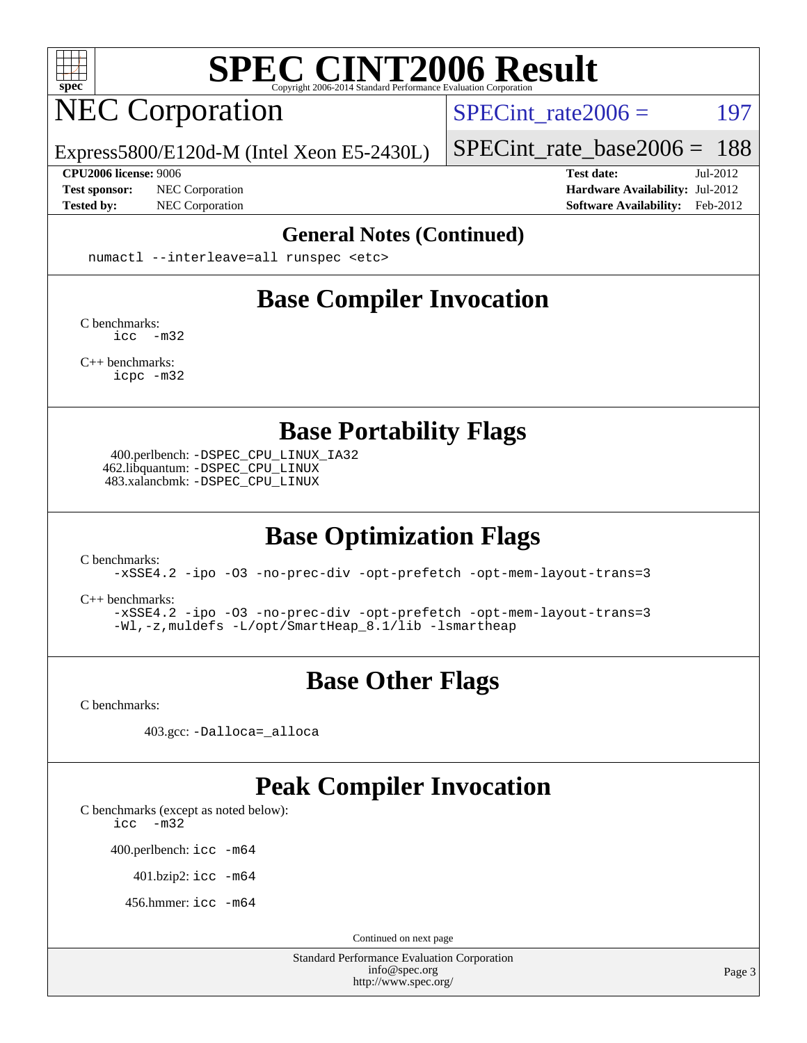# SPEC CINT2006 Result

Copyright 2006-2014 Standard Performance Evaluation Corporation

# NEC Corporation

Express5800/E120d-M (Intel Xeon E5-2430L)

SPECint_rate2006 = 197

SPECint_rate_base2006 = 188

**CPU2006 license:** 9006
**Test sponsor:** NEC Corporation
**Tested by:** NEC Corporation

**Test date:** Jul-2012
**Hardware Availability:** Jul-2012
**Software Availability:** Feb-2012

## General Notes (Continued)

```
numactl --interleave=all runspec <etc>
```

## Base Compiler Invocation

C benchmarks:
```
icc  -m32
```

C++ benchmarks:
```
icpc -m32
```

## Base Portability Flags

400.perlbench: `-DSPEC_CPU_LINUX_IA32`
462.libquantum: `-DSPEC_CPU_LINUX`
483.xalancbmk: `-DSPEC_CPU_LINUX`

## Base Optimization Flags

C benchmarks:
```
-xSSE4.2 -ipo -O3 -no-prec-div -opt-prefetch -opt-mem-layout-trans=3
```

C++ benchmarks:
```
-xSSE4.2 -ipo -O3 -no-prec-div -opt-prefetch -opt-mem-layout-trans=3
-Wl,-z,muldefs -L/opt/SmartHeap_8.1/lib -lsmartheap
```

## Base Other Flags

C benchmarks:

403.gcc: `-Dalloca=_alloca`

## Peak Compiler Invocation

C benchmarks (except as noted below):
```
icc  -m32
```

400.perlbench: `icc -m64`

401.bzip2: `icc -m64`

456.hmmer: `icc -m64`

Continued on next page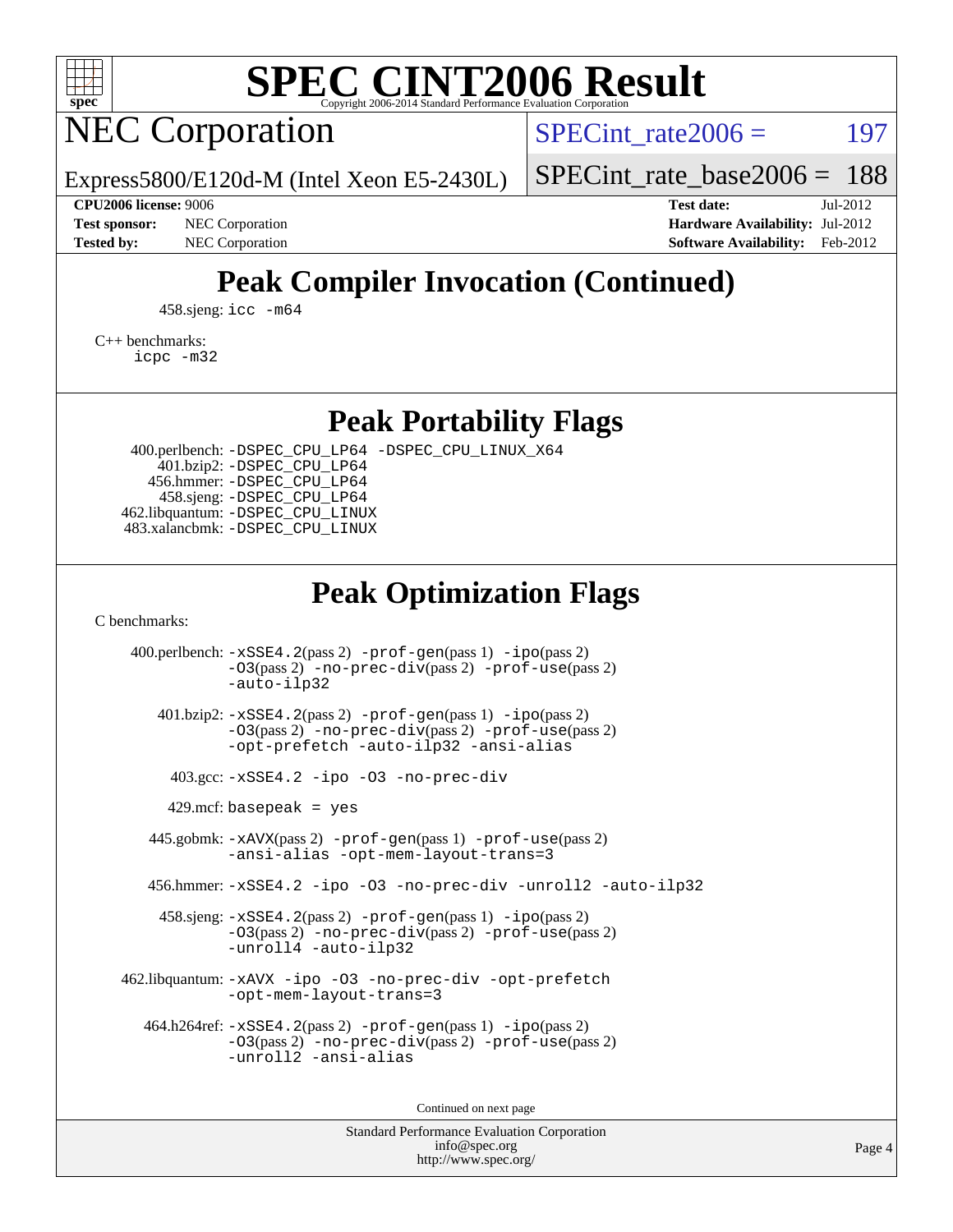# SPEC CINT2006 Result

## NEC Corporation

Express5800/E120d-M (Intel Xeon E5-2430L)

SPECint_rate2006 = 197

SPECint_rate_base2006 = 188

**CPU2006 license:** 9006

**Test sponsor:** NEC Corporation

**Tested by:** NEC Corporation

**Test date:** Jul-2012

**Hardware Availability:** Jul-2012

**Software Availability:** Feb-2012

## Peak Compiler Invocation (Continued)

458.sjeng: `icc -m64`

C++ benchmarks:
`icpc -m32`

## Peak Portability Flags

400.perlbench: `-DSPEC_CPU_LP64 -DSPEC_CPU_LINUX_X64`
401.bzip2: `-DSPEC_CPU_LP64`
456.hmmer: `-DSPEC_CPU_LP64`
458.sjeng: `-DSPEC_CPU_LP64`
462.libquantum: `-DSPEC_CPU_LINUX`
483.xalancbmk: `-DSPEC_CPU_LINUX`

## Peak Optimization Flags

C benchmarks:

400.perlbench: `-xSSE4.2`(pass 2) `-prof-gen`(pass 1) `-ipo`(pass 2) `-O3`(pass 2) `-no-prec-div`(pass 2) `-prof-use`(pass 2) `-auto-ilp32`

401.bzip2: `-xSSE4.2`(pass 2) `-prof-gen`(pass 1) `-ipo`(pass 2) `-O3`(pass 2) `-no-prec-div`(pass 2) `-prof-use`(pass 2) `-opt-prefetch -auto-ilp32 -ansi-alias`

403.gcc: `-xSSE4.2 -ipo -O3 -no-prec-div`

429.mcf: `basepeak = yes`

445.gobmk: `-xAVX`(pass 2) `-prof-gen`(pass 1) `-prof-use`(pass 2) `-ansi-alias -opt-mem-layout-trans=3`

456.hmmer: `-xSSE4.2 -ipo -O3 -no-prec-div -unroll2 -auto-ilp32`

458.sjeng: `-xSSE4.2`(pass 2) `-prof-gen`(pass 1) `-ipo`(pass 2) `-O3`(pass 2) `-no-prec-div`(pass 2) `-prof-use`(pass 2) `-unroll4 -auto-ilp32`

462.libquantum: `-xAVX -ipo -O3 -no-prec-div -opt-prefetch -opt-mem-layout-trans=3`

464.h264ref: `-xSSE4.2`(pass 2) `-prof-gen`(pass 1) `-ipo`(pass 2) `-O3`(pass 2) `-no-prec-div`(pass 2) `-prof-use`(pass 2) `-unroll2 -ansi-alias`

Continued on next page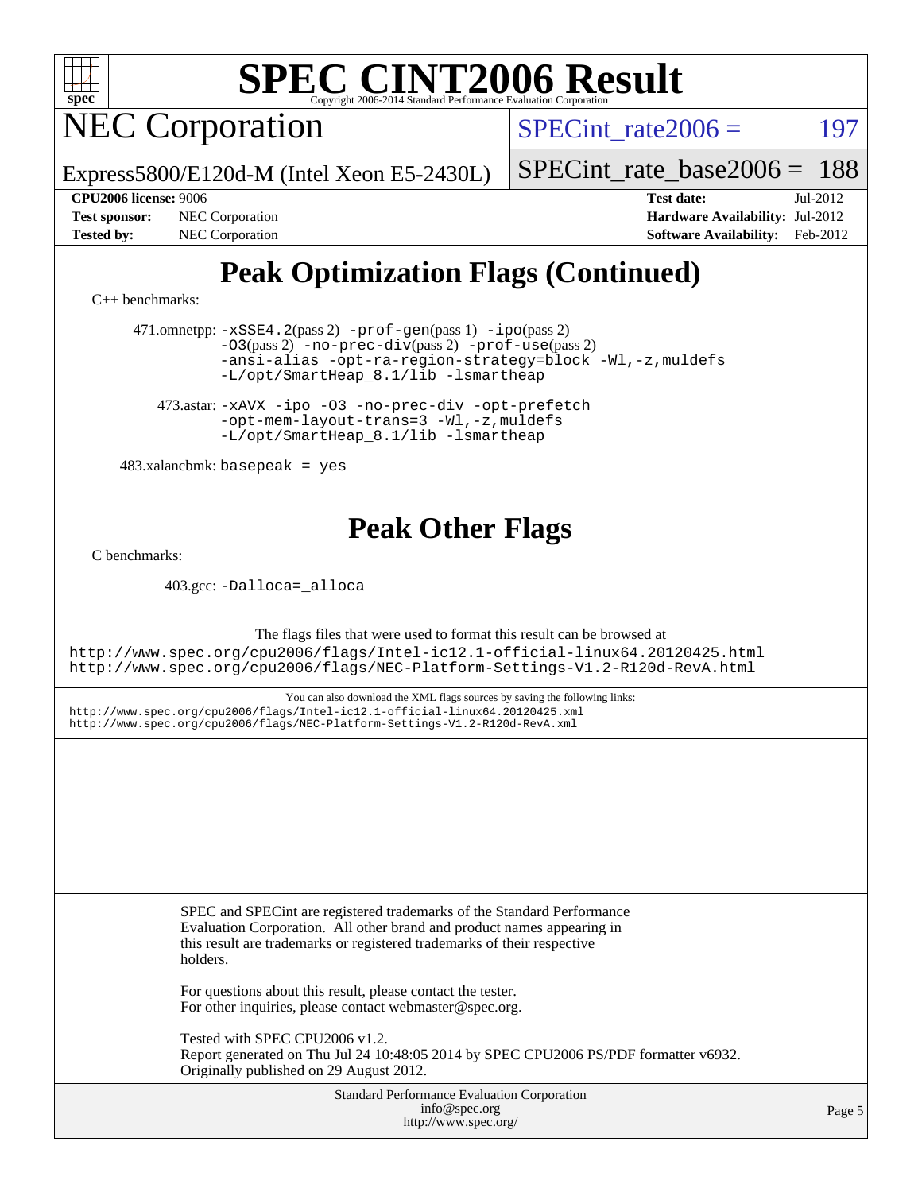# SPEC CINT2006 Result

Copyright 2006-2014 Standard Performance Evaluation Corporation

## NEC Corporation

Express5800/E120d-M (Intel Xeon E5-2430L)

SPECint_rate2006 = 197

SPECint_rate_base2006 = 188

**CPU2006 license:** 9006
**Test sponsor:** NEC Corporation
**Tested by:** NEC Corporation

**Test date:** Jul-2012
**Hardware Availability:** Jul-2012
**Software Availability:** Feb-2012

## Peak Optimization Flags (Continued)

C++ benchmarks:

471.omnetpp: -xSSE4.2(pass 2) -prof-gen(pass 1) -ipo(pass 2) -O3(pass 2) -no-prec-div(pass 2) -prof-use(pass 2) -ansi-alias -opt-ra-region-strategy=block -Wl,-z,muldefs -L/opt/SmartHeap_8.1/lib -lsmartheap

473.astar: -xAVX -ipo -O3 -no-prec-div -opt-prefetch -opt-mem-layout-trans=3 -Wl,-z,muldefs -L/opt/SmartHeap_8.1/lib -lsmartheap

483.xalancbmk: basepeak = yes

## Peak Other Flags

C benchmarks:

403.gcc: -Dalloca=_alloca

The flags files that were used to format this result can be browsed at
http://www.spec.org/cpu2006/flags/Intel-ic12.1-official-linux64.20120425.html
http://www.spec.org/cpu2006/flags/NEC-Platform-Settings-V1.2-R120d-RevA.html

You can also download the XML flags sources by saving the following links:
http://www.spec.org/cpu2006/flags/Intel-ic12.1-official-linux64.20120425.xml
http://www.spec.org/cpu2006/flags/NEC-Platform-Settings-V1.2-R120d-RevA.xml

SPEC and SPECint are registered trademarks of the Standard Performance Evaluation Corporation. All other brand and product names appearing in this result are trademarks or registered trademarks of their respective holders.

For questions about this result, please contact the tester.
For other inquiries, please contact webmaster@spec.org.

Tested with SPEC CPU2006 v1.2.
Report generated on Thu Jul 24 10:48:05 2014 by SPEC CPU2006 PS/PDF formatter v6932.
Originally published on 29 August 2012.

Standard Performance Evaluation Corporation
info@spec.org
http://www.spec.org/